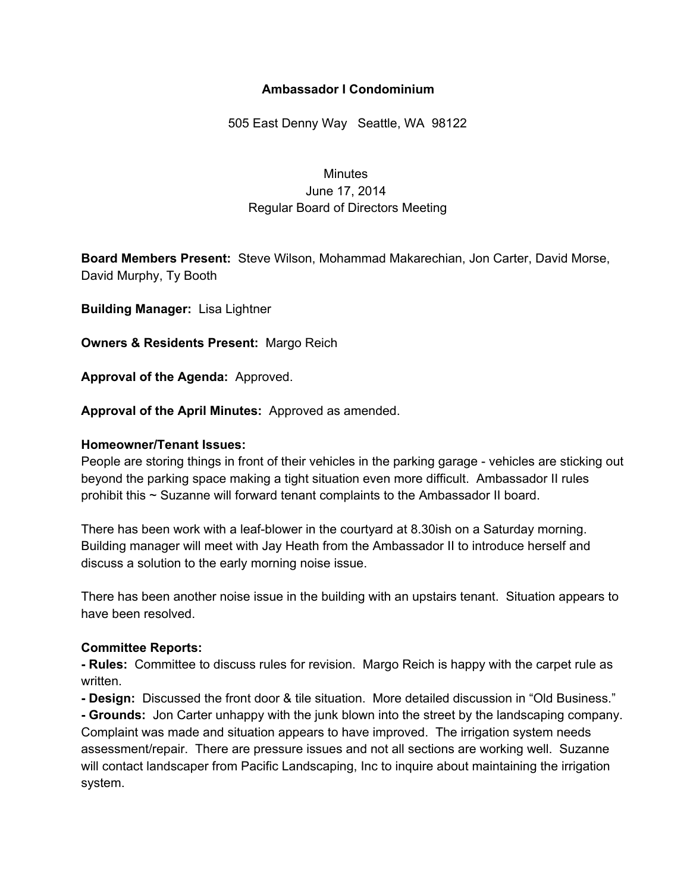**Ambassador I Condominium**

505 East Denny Way   Seattle, WA  98122

Minutes
June 17, 2014
Regular Board of Directors Meeting

**Board Members Present:** Steve Wilson, Mohammad Makarechian, Jon Carter, David Morse, David Murphy, Ty Booth

**Building Manager:** Lisa Lightner

**Owners & Residents Present:** Margo Reich

**Approval of the Agenda:** Approved.

**Approval of the April Minutes:** Approved as amended.

**Homeowner/Tenant Issues:**

People are storing things in front of their vehicles in the parking garage - vehicles are sticking out beyond the parking space making a tight situation even more difficult. Ambassador II rules prohibit this ~ Suzanne will forward tenant complaints to the Ambassador II board.

There has been work with a leaf-blower in the courtyard at 8.30ish on a Saturday morning. Building manager will meet with Jay Heath from the Ambassador II to introduce herself and discuss a solution to the early morning noise issue.

There has been another noise issue in the building with an upstairs tenant. Situation appears to have been resolved.

**Committee Reports:**

**- Rules:** Committee to discuss rules for revision. Margo Reich is happy with the carpet rule as written.

**- Design:** Discussed the front door & tile situation. More detailed discussion in "Old Business."

**- Grounds:** Jon Carter unhappy with the junk blown into the street by the landscaping company. Complaint was made and situation appears to have improved. The irrigation system needs assessment/repair. There are pressure issues and not all sections are working well. Suzanne will contact landscaper from Pacific Landscaping, Inc to inquire about maintaining the irrigation system.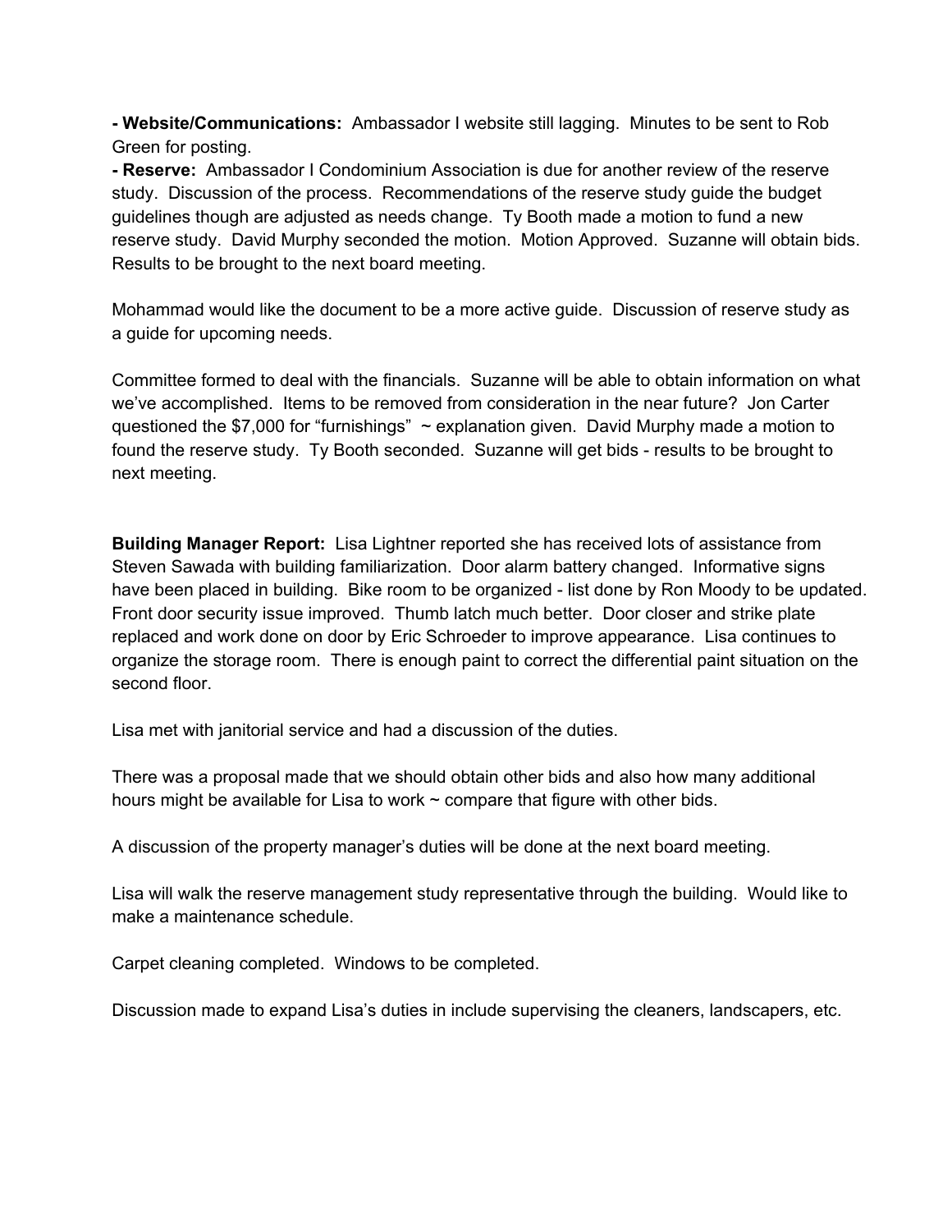**- Website/Communications:** Ambassador I website still lagging. Minutes to be sent to Rob Green for posting.
**- Reserve:** Ambassador I Condominium Association is due for another review of the reserve study. Discussion of the process. Recommendations of the reserve study guide the budget guidelines though are adjusted as needs change. Ty Booth made a motion to fund a new reserve study. David Murphy seconded the motion. Motion Approved. Suzanne will obtain bids. Results to be brought to the next board meeting.

Mohammad would like the document to be a more active guide. Discussion of reserve study as a guide for upcoming needs.

Committee formed to deal with the financials. Suzanne will be able to obtain information on what we've accomplished. Items to be removed from consideration in the near future? Jon Carter questioned the $7,000 for "furnishings" ~ explanation given. David Murphy made a motion to found the reserve study. Ty Booth seconded. Suzanne will get bids - results to be brought to next meeting.

**Building Manager Report:** Lisa Lightner reported she has received lots of assistance from Steven Sawada with building familiarization. Door alarm battery changed. Informative signs have been placed in building. Bike room to be organized - list done by Ron Moody to be updated. Front door security issue improved. Thumb latch much better. Door closer and strike plate replaced and work done on door by Eric Schroeder to improve appearance. Lisa continues to organize the storage room. There is enough paint to correct the differential paint situation on the second floor.

Lisa met with janitorial service and had a discussion of the duties.

There was a proposal made that we should obtain other bids and also how many additional hours might be available for Lisa to work ~ compare that figure with other bids.

A discussion of the property manager's duties will be done at the next board meeting.

Lisa will walk the reserve management study representative through the building. Would like to make a maintenance schedule.

Carpet cleaning completed. Windows to be completed.

Discussion made to expand Lisa's duties in include supervising the cleaners, landscapers, etc.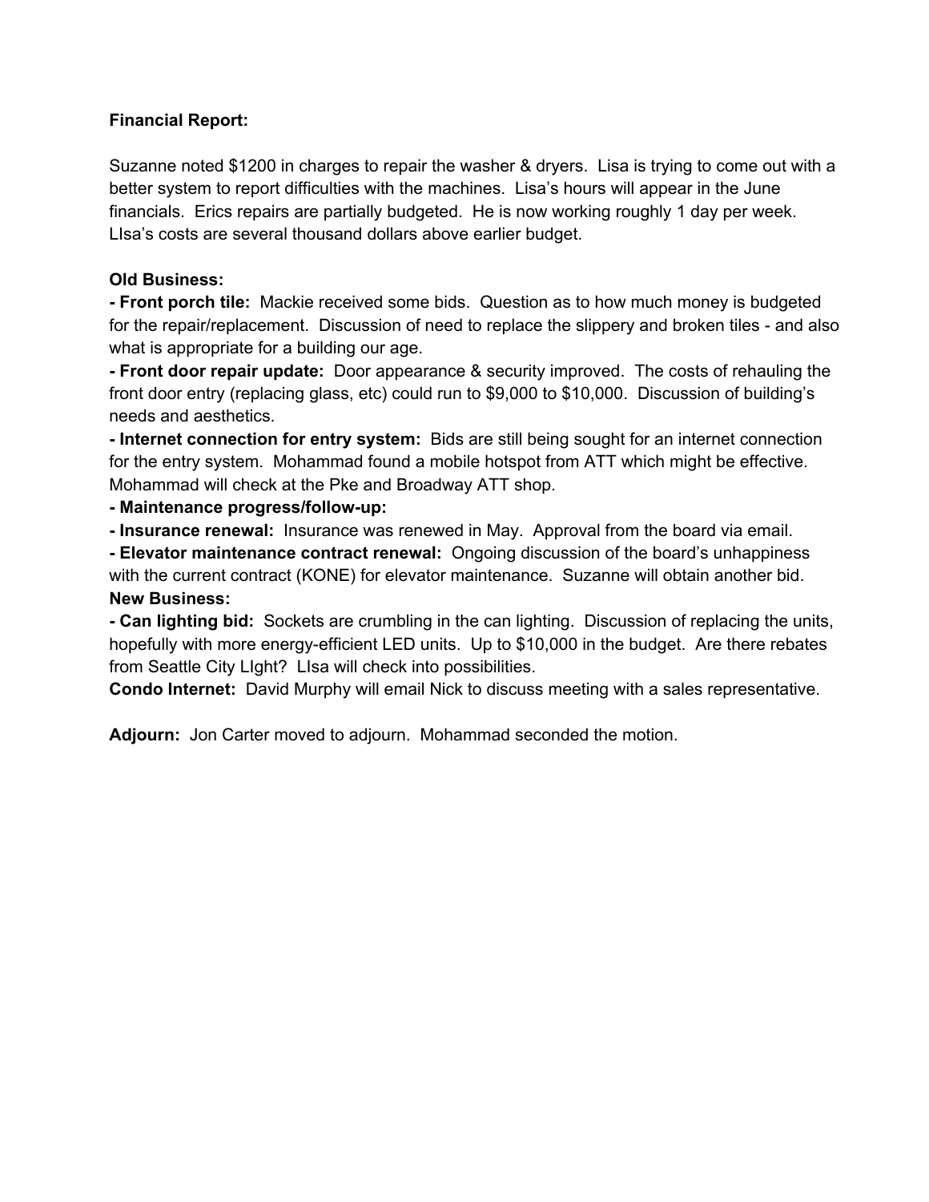**Financial Report:**

Suzanne noted $1200 in charges to repair the washer & dryers. Lisa is trying to come out with a better system to report difficulties with the machines. Lisa's hours will appear in the June financials. Erics repairs are partially budgeted. He is now working roughly 1 day per week. LIsa's costs are several thousand dollars above earlier budget.

**Old Business:**

**- Front porch tile:** Mackie received some bids. Question as to how much money is budgeted for the repair/replacement. Discussion of need to replace the slippery and broken tiles - and also what is appropriate for a building our age.

**- Front door repair update:** Door appearance & security improved. The costs of rehauling the front door entry (replacing glass, etc) could run to $9,000 to $10,000. Discussion of building's needs and aesthetics.

**- Internet connection for entry system:** Bids are still being sought for an internet connection for the entry system. Mohammad found a mobile hotspot from ATT which might be effective. Mohammad will check at the Pke and Broadway ATT shop.

**- Maintenance progress/follow-up:**

**- Insurance renewal:** Insurance was renewed in May. Approval from the board via email.

**- Elevator maintenance contract renewal:** Ongoing discussion of the board's unhappiness with the current contract (KONE) for elevator maintenance. Suzanne will obtain another bid.

**New Business:**

**- Can lighting bid:** Sockets are crumbling in the can lighting. Discussion of replacing the units, hopefully with more energy-efficient LED units. Up to $10,000 in the budget. Are there rebates from Seattle City LIght? LIsa will check into possibilities.

**Condo Internet:** David Murphy will email Nick to discuss meeting with a sales representative.

**Adjourn:** Jon Carter moved to adjourn. Mohammad seconded the motion.